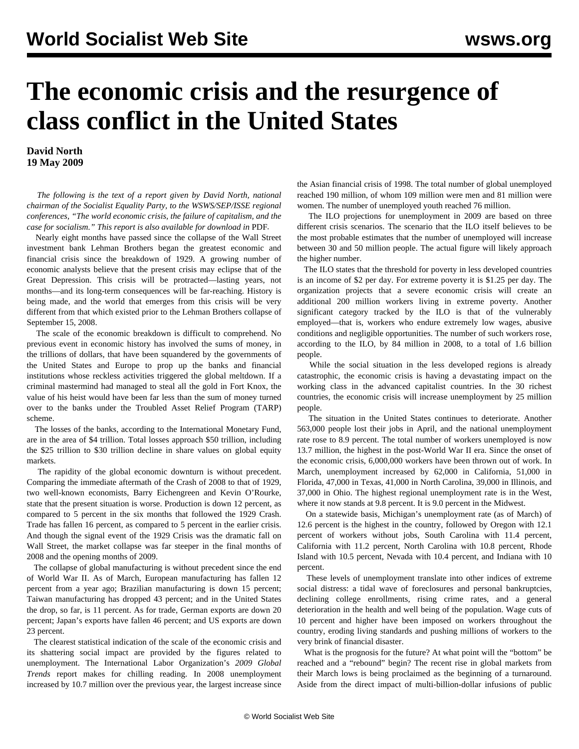# The economic crisis and the resurgence of class conflict in the United States

**David North**
**19 May 2009**

*The following is the text of a report given by David North, national chairman of the Socialist Equality Party, to the WSWS/SEP/ISSE regional conferences, "The world economic crisis, the failure of capitalism, and the case for socialism." This report is also available for download in* PDF.

Nearly eight months have passed since the collapse of the Wall Street investment bank Lehman Brothers began the greatest economic and financial crisis since the breakdown of 1929. A growing number of economic analysts believe that the present crisis may eclipse that of the Great Depression. This crisis will be protracted—lasting years, not months—and its long-term consequences will be far-reaching. History is being made, and the world that emerges from this crisis will be very different from that which existed prior to the Lehman Brothers collapse of September 15, 2008.

The scale of the economic breakdown is difficult to comprehend. No previous event in economic history has involved the sums of money, in the trillions of dollars, that have been squandered by the governments of the United States and Europe to prop up the banks and financial institutions whose reckless activities triggered the global meltdown. If a criminal mastermind had managed to steal all the gold in Fort Knox, the value of his heist would have been far less than the sum of money turned over to the banks under the Troubled Asset Relief Program (TARP) scheme.

The losses of the banks, according to the International Monetary Fund, are in the area of $4 trillion. Total losses approach $50 trillion, including the $25 trillion to $30 trillion decline in share values on global equity markets.

The rapidity of the global economic downturn is without precedent. Comparing the immediate aftermath of the Crash of 2008 to that of 1929, two well-known economists, Barry Eichengreen and Kevin O'Rourke, state that the present situation is worse. Production is down 12 percent, as compared to 5 percent in the six months that followed the 1929 Crash. Trade has fallen 16 percent, as compared to 5 percent in the earlier crisis. And though the signal event of the 1929 Crisis was the dramatic fall on Wall Street, the market collapse was far steeper in the final months of 2008 and the opening months of 2009.

The collapse of global manufacturing is without precedent since the end of World War II. As of March, European manufacturing has fallen 12 percent from a year ago; Brazilian manufacturing is down 15 percent; Taiwan manufacturing has dropped 43 percent; and in the United States the drop, so far, is 11 percent. As for trade, German exports are down 20 percent; Japan's exports have fallen 46 percent; and US exports are down 23 percent.

The clearest statistical indication of the scale of the economic crisis and its shattering social impact are provided by the figures related to unemployment. The International Labor Organization's *2009 Global Trends* report makes for chilling reading. In 2008 unemployment increased by 10.7 million over the previous year, the largest increase since the Asian financial crisis of 1998. The total number of global unemployed reached 190 million, of whom 109 million were men and 81 million were women. The number of unemployed youth reached 76 million.

The ILO projections for unemployment in 2009 are based on three different crisis scenarios. The scenario that the ILO itself believes to be the most probable estimates that the number of unemployed will increase between 30 and 50 million people. The actual figure will likely approach the higher number.

The ILO states that the threshold for poverty in less developed countries is an income of $2 per day. For extreme poverty it is $1.25 per day. The organization projects that a severe economic crisis will create an additional 200 million workers living in extreme poverty. Another significant category tracked by the ILO is that of the vulnerably employed—that is, workers who endure extremely low wages, abusive conditions and negligible opportunities. The number of such workers rose, according to the ILO, by 84 million in 2008, to a total of 1.6 billion people.

While the social situation in the less developed regions is already catastrophic, the economic crisis is having a devastating impact on the working class in the advanced capitalist countries. In the 30 richest countries, the economic crisis will increase unemployment by 25 million people.

The situation in the United States continues to deteriorate. Another 563,000 people lost their jobs in April, and the national unemployment rate rose to 8.9 percent. The total number of workers unemployed is now 13.7 million, the highest in the post-World War II era. Since the onset of the economic crisis, 6,000,000 workers have been thrown out of work. In March, unemployment increased by 62,000 in California, 51,000 in Florida, 47,000 in Texas, 41,000 in North Carolina, 39,000 in Illinois, and 37,000 in Ohio. The highest regional unemployment rate is in the West, where it now stands at 9.8 percent. It is 9.0 percent in the Midwest.

On a statewide basis, Michigan's unemployment rate (as of March) of 12.6 percent is the highest in the country, followed by Oregon with 12.1 percent of workers without jobs, South Carolina with 11.4 percent, California with 11.2 percent, North Carolina with 10.8 percent, Rhode Island with 10.5 percent, Nevada with 10.4 percent, and Indiana with 10 percent.

These levels of unemployment translate into other indices of extreme social distress: a tidal wave of foreclosures and personal bankruptcies, declining college enrollments, rising crime rates, and a general deterioration in the health and well being of the population. Wage cuts of 10 percent and higher have been imposed on workers throughout the country, eroding living standards and pushing millions of workers to the very brink of financial disaster.

What is the prognosis for the future? At what point will the "bottom" be reached and a "rebound" begin? The recent rise in global markets from their March lows is being proclaimed as the beginning of a turnaround. Aside from the direct impact of multi-billion-dollar infusions of public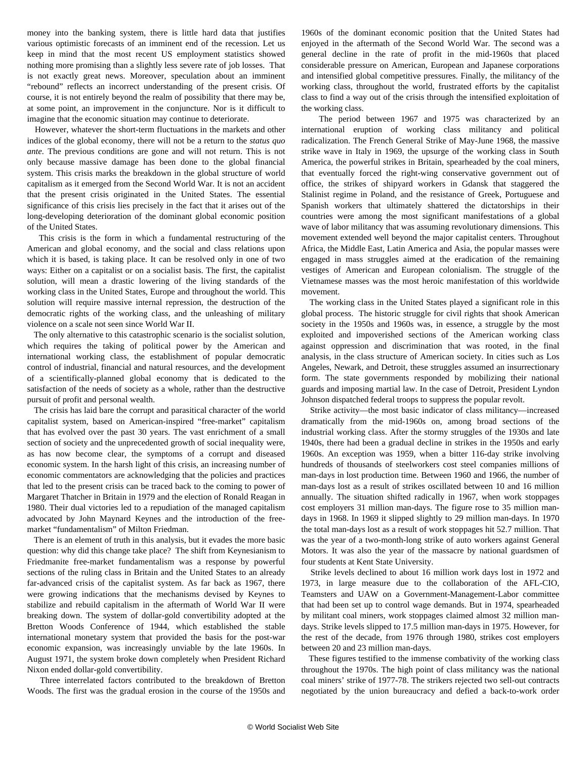money into the banking system, there is little hard data that justifies various optimistic forecasts of an imminent end of the recession. Let us keep in mind that the most recent US employment statistics showed nothing more promising than a slightly less severe rate of job losses. That is not exactly great news. Moreover, speculation about an imminent "rebound" reflects an incorrect understanding of the present crisis. Of course, it is not entirely beyond the realm of possibility that there may be, at some point, an improvement in the conjuncture. Nor is it difficult to imagine that the economic situation may continue to deteriorate.

However, whatever the short-term fluctuations in the markets and other indices of the global economy, there will not be a return to the *status quo ante*. The previous conditions are gone and will not return. This is not only because massive damage has been done to the global financial system. This crisis marks the breakdown in the global structure of world capitalism as it emerged from the Second World War. It is not an accident that the present crisis originated in the United States. The essential significance of this crisis lies precisely in the fact that it arises out of the long-developing deterioration of the dominant global economic position of the United States.

This crisis is the form in which a fundamental restructuring of the American and global economy, and the social and class relations upon which it is based, is taking place. It can be resolved only in one of two ways: Either on a capitalist or on a socialist basis. The first, the capitalist solution, will mean a drastic lowering of the living standards of the working class in the United States, Europe and throughout the world. This solution will require massive internal repression, the destruction of the democratic rights of the working class, and the unleashing of military violence on a scale not seen since World War II.

The only alternative to this catastrophic scenario is the socialist solution, which requires the taking of political power by the American and international working class, the establishment of popular democratic control of industrial, financial and natural resources, and the development of a scientifically-planned global economy that is dedicated to the satisfaction of the needs of society as a whole, rather than the destructive pursuit of profit and personal wealth.

The crisis has laid bare the corrupt and parasitical character of the world capitalist system, based on American-inspired "free-market" capitalism that has evolved over the past 30 years. The vast enrichment of a small section of society and the unprecedented growth of social inequality were, as has now become clear, the symptoms of a corrupt and diseased economic system. In the harsh light of this crisis, an increasing number of economic commentators are acknowledging that the policies and practices that led to the present crisis can be traced back to the coming to power of Margaret Thatcher in Britain in 1979 and the election of Ronald Reagan in 1980. Their dual victories led to a repudiation of the managed capitalism advocated by John Maynard Keynes and the introduction of the free-market "fundamentalism" of Milton Friedman.

There is an element of truth in this analysis, but it evades the more basic question: why did this change take place? The shift from Keynesianism to Friedmanite free-market fundamentalism was a response by powerful sections of the ruling class in Britain and the United States to an already far-advanced crisis of the capitalist system. As far back as 1967, there were growing indications that the mechanisms devised by Keynes to stabilize and rebuild capitalism in the aftermath of World War II were breaking down. The system of dollar-gold convertibility adopted at the Bretton Woods Conference of 1944, which established the stable international monetary system that provided the basis for the post-war economic expansion, was increasingly unviable by the late 1960s. In August 1971, the system broke down completely when President Richard Nixon ended dollar-gold convertibility.

Three interrelated factors contributed to the breakdown of Bretton Woods. The first was the gradual erosion in the course of the 1950s and 1960s of the dominant economic position that the United States had enjoyed in the aftermath of the Second World War. The second was a general decline in the rate of profit in the mid-1960s that placed considerable pressure on American, European and Japanese corporations and intensified global competitive pressures. Finally, the militancy of the working class, throughout the world, frustrated efforts by the capitalist class to find a way out of the crisis through the intensified exploitation of the working class.

The period between 1967 and 1975 was characterized by an international eruption of working class militancy and political radicalization. The French General Strike of May-June 1968, the massive strike wave in Italy in 1969, the upsurge of the working class in South America, the powerful strikes in Britain, spearheaded by the coal miners, that eventually forced the right-wing conservative government out of office, the strikes of shipyard workers in Gdansk that staggered the Stalinist regime in Poland, and the resistance of Greek, Portuguese and Spanish workers that ultimately shattered the dictatorships in their countries were among the most significant manifestations of a global wave of labor militancy that was assuming revolutionary dimensions. This movement extended well beyond the major capitalist centers. Throughout Africa, the Middle East, Latin America and Asia, the popular masses were engaged in mass struggles aimed at the eradication of the remaining vestiges of American and European colonialism. The struggle of the Vietnamese masses was the most heroic manifestation of this worldwide movement.

The working class in the United States played a significant role in this global process. The historic struggle for civil rights that shook American society in the 1950s and 1960s was, in essence, a struggle by the most exploited and impoverished sections of the American working class against oppression and discrimination that was rooted, in the final analysis, in the class structure of American society. In cities such as Los Angeles, Newark, and Detroit, these struggles assumed an insurrectionary form. The state governments responded by mobilizing their national guards and imposing martial law. In the case of Detroit, President Lyndon Johnson dispatched federal troops to suppress the popular revolt.

Strike activity—the most basic indicator of class militancy—increased dramatically from the mid-1960s on, among broad sections of the industrial working class. After the stormy struggles of the 1930s and late 1940s, there had been a gradual decline in strikes in the 1950s and early 1960s. An exception was 1959, when a bitter 116-day strike involving hundreds of thousands of steelworkers cost steel companies millions of man-days in lost production time. Between 1960 and 1966, the number of man-days lost as a result of strikes oscillated between 10 and 16 million annually. The situation shifted radically in 1967, when work stoppages cost employers 31 million man-days. The figure rose to 35 million man-days in 1968. In 1969 it slipped slightly to 29 million man-days. In 1970 the total man-days lost as a result of work stoppages hit 52.7 million. That was the year of a two-month-long strike of auto workers against General Motors. It was also the year of the massacre by national guardsmen of four students at Kent State University.

Strike levels declined to about 16 million work days lost in 1972 and 1973, in large measure due to the collaboration of the AFL-CIO, Teamsters and UAW on a Government-Management-Labor committee that had been set up to control wage demands. But in 1974, spearheaded by militant coal miners, work stoppages claimed almost 32 million man-days. Strike levels slipped to 17.5 million man-days in 1975. However, for the rest of the decade, from 1976 through 1980, strikes cost employers between 20 and 23 million man-days.

These figures testified to the immense combativity of the working class throughout the 1970s. The high point of class militancy was the national coal miners' strike of 1977-78. The strikers rejected two sell-out contracts negotiated by the union bureaucracy and defied a back-to-work order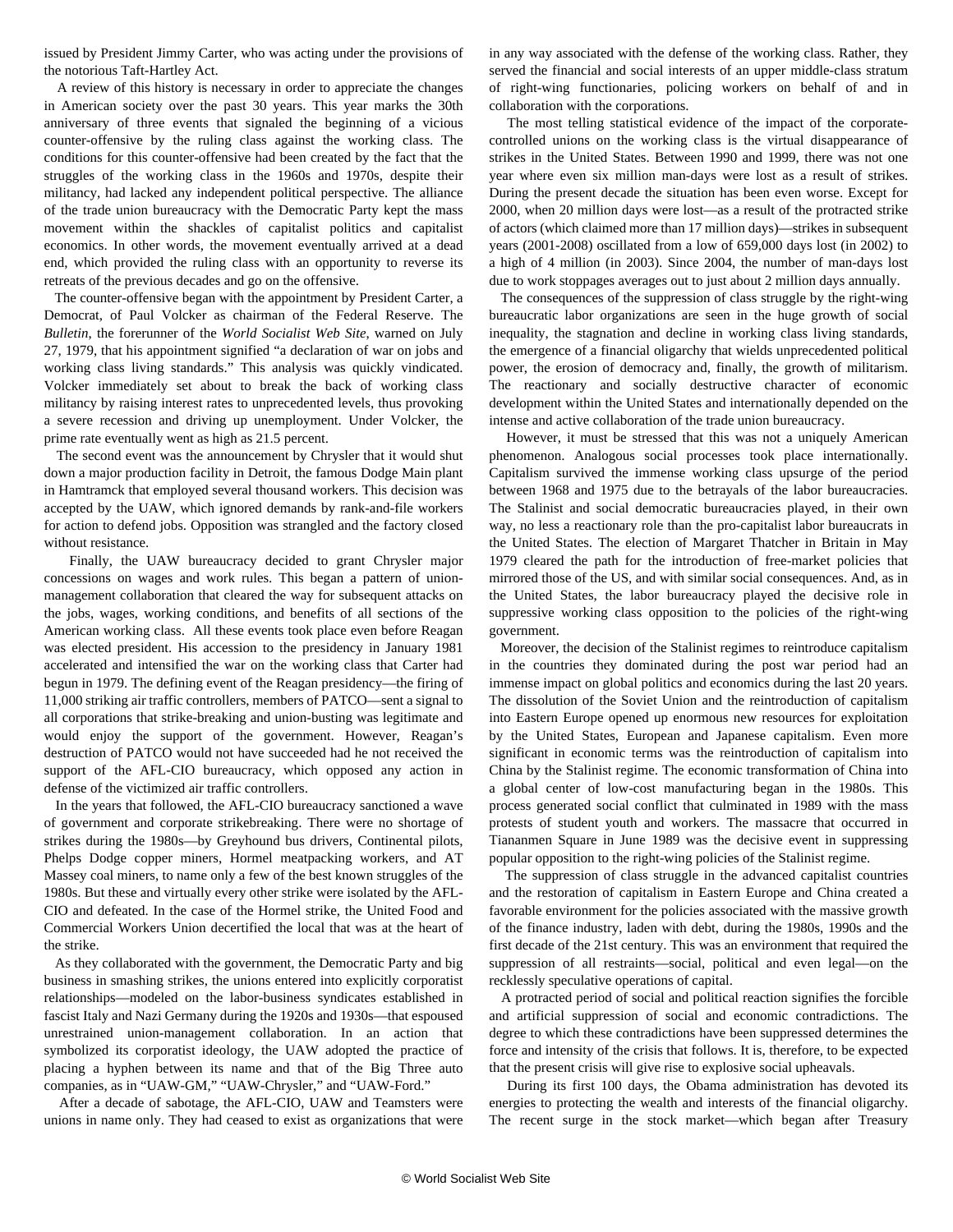issued by President Jimmy Carter, who was acting under the provisions of the notorious Taft-Hartley Act.

A review of this history is necessary in order to appreciate the changes in American society over the past 30 years. This year marks the 30th anniversary of three events that signaled the beginning of a vicious counter-offensive by the ruling class against the working class. The conditions for this counter-offensive had been created by the fact that the struggles of the working class in the 1960s and 1970s, despite their militancy, had lacked any independent political perspective. The alliance of the trade union bureaucracy with the Democratic Party kept the mass movement within the shackles of capitalist politics and capitalist economics. In other words, the movement eventually arrived at a dead end, which provided the ruling class with an opportunity to reverse its retreats of the previous decades and go on the offensive.

The counter-offensive began with the appointment by President Carter, a Democrat, of Paul Volcker as chairman of the Federal Reserve. The *Bulletin*, the forerunner of the *World Socialist Web Site*, warned on July 27, 1979, that his appointment signified "a declaration of war on jobs and working class living standards." This analysis was quickly vindicated. Volcker immediately set about to break the back of working class militancy by raising interest rates to unprecedented levels, thus provoking a severe recession and driving up unemployment. Under Volcker, the prime rate eventually went as high as 21.5 percent.

The second event was the announcement by Chrysler that it would shut down a major production facility in Detroit, the famous Dodge Main plant in Hamtramck that employed several thousand workers. This decision was accepted by the UAW, which ignored demands by rank-and-file workers for action to defend jobs. Opposition was strangled and the factory closed without resistance.

Finally, the UAW bureaucracy decided to grant Chrysler major concessions on wages and work rules. This began a pattern of union-management collaboration that cleared the way for subsequent attacks on the jobs, wages, working conditions, and benefits of all sections of the American working class. All these events took place even before Reagan was elected president. His accession to the presidency in January 1981 accelerated and intensified the war on the working class that Carter had begun in 1979. The defining event of the Reagan presidency—the firing of 11,000 striking air traffic controllers, members of PATCO—sent a signal to all corporations that strike-breaking and union-busting was legitimate and would enjoy the support of the government. However, Reagan's destruction of PATCO would not have succeeded had he not received the support of the AFL-CIO bureaucracy, which opposed any action in defense of the victimized air traffic controllers.

In the years that followed, the AFL-CIO bureaucracy sanctioned a wave of government and corporate strikebreaking. There were no shortage of strikes during the 1980s—by Greyhound bus drivers, Continental pilots, Phelps Dodge copper miners, Hormel meatpacking workers, and AT Massey coal miners, to name only a few of the best known struggles of the 1980s. But these and virtually every other strike were isolated by the AFL-CIO and defeated. In the case of the Hormel strike, the United Food and Commercial Workers Union decertified the local that was at the heart of the strike.

As they collaborated with the government, the Democratic Party and big business in smashing strikes, the unions entered into explicitly corporatist relationships—modeled on the labor-business syndicates established in fascist Italy and Nazi Germany during the 1920s and 1930s—that espoused unrestrained union-management collaboration. In an action that symbolized its corporatist ideology, the UAW adopted the practice of placing a hyphen between its name and that of the Big Three auto companies, as in "UAW-GM," "UAW-Chrysler," and "UAW-Ford."

After a decade of sabotage, the AFL-CIO, UAW and Teamsters were unions in name only. They had ceased to exist as organizations that were in any way associated with the defense of the working class. Rather, they served the financial and social interests of an upper middle-class stratum of right-wing functionaries, policing workers on behalf of and in collaboration with the corporations.

The most telling statistical evidence of the impact of the corporate-controlled unions on the working class is the virtual disappearance of strikes in the United States. Between 1990 and 1999, there was not one year where even six million man-days were lost as a result of strikes. During the present decade the situation has been even worse. Except for 2000, when 20 million days were lost—as a result of the protracted strike of actors (which claimed more than 17 million days)—strikes in subsequent years (2001-2008) oscillated from a low of 659,000 days lost (in 2002) to a high of 4 million (in 2003). Since 2004, the number of man-days lost due to work stoppages averages out to just about 2 million days annually.

The consequences of the suppression of class struggle by the right-wing bureaucratic labor organizations are seen in the huge growth of social inequality, the stagnation and decline in working class living standards, the emergence of a financial oligarchy that wields unprecedented political power, the erosion of democracy and, finally, the growth of militarism. The reactionary and socially destructive character of economic development within the United States and internationally depended on the intense and active collaboration of the trade union bureaucracy.

However, it must be stressed that this was not a uniquely American phenomenon. Analogous social processes took place internationally. Capitalism survived the immense working class upsurge of the period between 1968 and 1975 due to the betrayals of the labor bureaucracies. The Stalinist and social democratic bureaucracies played, in their own way, no less a reactionary role than the pro-capitalist labor bureaucrats in the United States. The election of Margaret Thatcher in Britain in May 1979 cleared the path for the introduction of free-market policies that mirrored those of the US, and with similar social consequences. And, as in the United States, the labor bureaucracy played the decisive role in suppressive working class opposition to the policies of the right-wing government.

Moreover, the decision of the Stalinist regimes to reintroduce capitalism in the countries they dominated during the post war period had an immense impact on global politics and economics during the last 20 years. The dissolution of the Soviet Union and the reintroduction of capitalism into Eastern Europe opened up enormous new resources for exploitation by the United States, European and Japanese capitalism. Even more significant in economic terms was the reintroduction of capitalism into China by the Stalinist regime. The economic transformation of China into a global center of low-cost manufacturing began in the 1980s. This process generated social conflict that culminated in 1989 with the mass protests of student youth and workers. The massacre that occurred in Tiananmen Square in June 1989 was the decisive event in suppressing popular opposition to the right-wing policies of the Stalinist regime.

The suppression of class struggle in the advanced capitalist countries and the restoration of capitalism in Eastern Europe and China created a favorable environment for the policies associated with the massive growth of the finance industry, laden with debt, during the 1980s, 1990s and the first decade of the 21st century. This was an environment that required the suppression of all restraints—social, political and even legal—on the recklessly speculative operations of capital.

A protracted period of social and political reaction signifies the forcible and artificial suppression of social and economic contradictions. The degree to which these contradictions have been suppressed determines the force and intensity of the crisis that follows. It is, therefore, to be expected that the present crisis will give rise to explosive social upheavals.

During its first 100 days, the Obama administration has devoted its energies to protecting the wealth and interests of the financial oligarchy. The recent surge in the stock market—which began after Treasury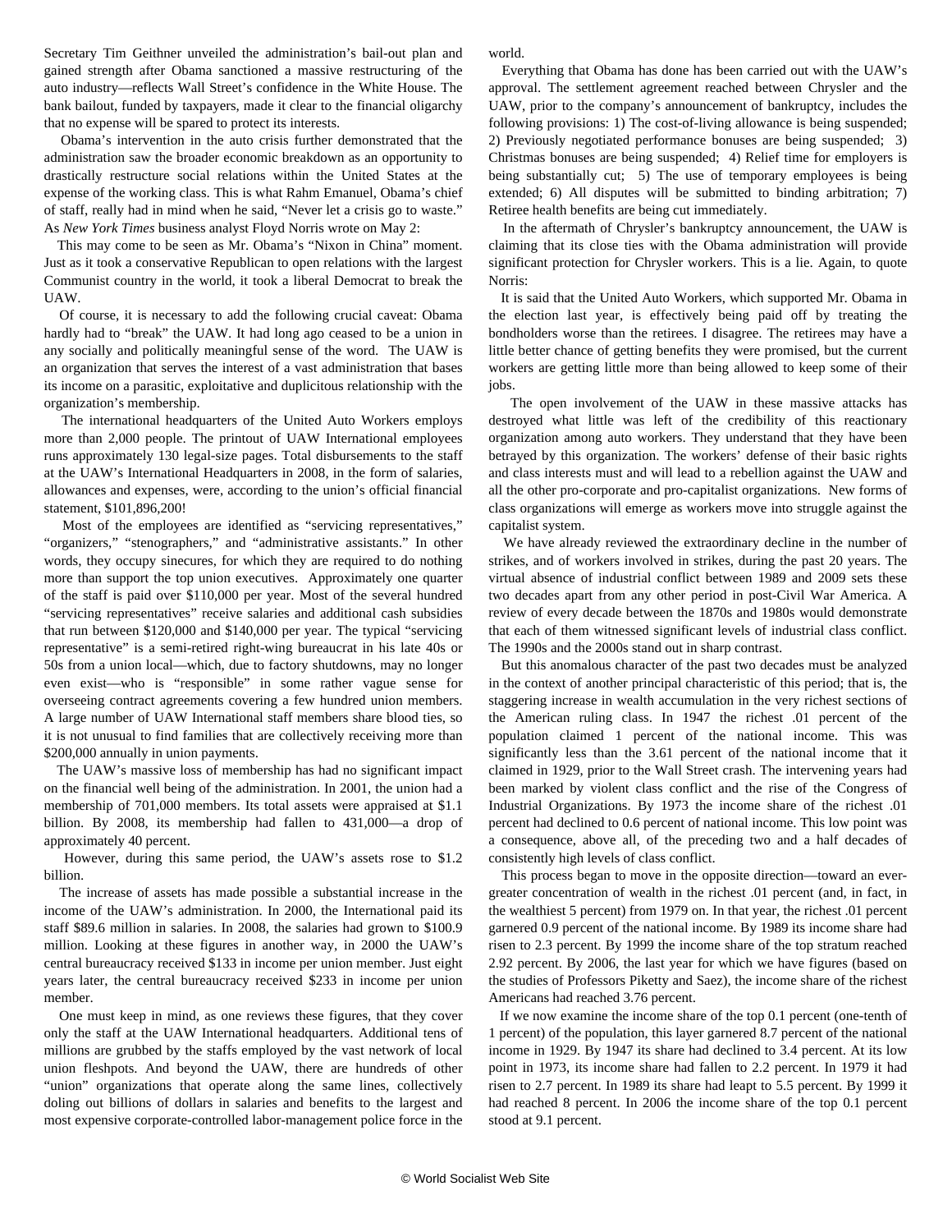Secretary Tim Geithner unveiled the administration's bail-out plan and gained strength after Obama sanctioned a massive restructuring of the auto industry—reflects Wall Street's confidence in the White House. The bank bailout, funded by taxpayers, made it clear to the financial oligarchy that no expense will be spared to protect its interests.

Obama's intervention in the auto crisis further demonstrated that the administration saw the broader economic breakdown as an opportunity to drastically restructure social relations within the United States at the expense of the working class. This is what Rahm Emanuel, Obama's chief of staff, really had in mind when he said, "Never let a crisis go to waste." As *New York Times* business analyst Floyd Norris wrote on May 2:

> This may come to be seen as Mr. Obama's "Nixon in China" moment. Just as it took a conservative Republican to open relations with the largest Communist country in the world, it took a liberal Democrat to break the UAW.

Of course, it is necessary to add the following crucial caveat: Obama hardly had to "break" the UAW. It had long ago ceased to be a union in any socially and politically meaningful sense of the word. The UAW is an organization that serves the interest of a vast administration that bases its income on a parasitic, exploitative and duplicitous relationship with the organization's membership.

The international headquarters of the United Auto Workers employs more than 2,000 people. The printout of UAW International employees runs approximately 130 legal-size pages. Total disbursements to the staff at the UAW's International Headquarters in 2008, in the form of salaries, allowances and expenses, were, according to the union's official financial statement, $101,896,200!

Most of the employees are identified as "servicing representatives," "organizers," "stenographers," and "administrative assistants." In other words, they occupy sinecures, for which they are required to do nothing more than support the top union executives. Approximately one quarter of the staff is paid over $110,000 per year. Most of the several hundred "servicing representatives" receive salaries and additional cash subsidies that run between $120,000 and $140,000 per year. The typical "servicing representative" is a semi-retired right-wing bureaucrat in his late 40s or 50s from a union local—which, due to factory shutdowns, may no longer even exist—who is "responsible" in some rather vague sense for overseeing contract agreements covering a few hundred union members. A large number of UAW International staff members share blood ties, so it is not unusual to find families that are collectively receiving more than $200,000 annually in union payments.

The UAW's massive loss of membership has had no significant impact on the financial well being of the administration. In 2001, the union had a membership of 701,000 members. Its total assets were appraised at $1.1 billion. By 2008, its membership had fallen to 431,000—a drop of approximately 40 percent.

However, during this same period, the UAW's assets rose to $1.2 billion.

The increase of assets has made possible a substantial increase in the income of the UAW's administration. In 2000, the International paid its staff $89.6 million in salaries. In 2008, the salaries had grown to $100.9 million. Looking at these figures in another way, in 2000 the UAW's central bureaucracy received $133 in income per union member. Just eight years later, the central bureaucracy received $233 in income per union member.

One must keep in mind, as one reviews these figures, that they cover only the staff at the UAW International headquarters. Additional tens of millions are grubbed by the staffs employed by the vast network of local union fleshpots. And beyond the UAW, there are hundreds of other "union" organizations that operate along the same lines, collectively doling out billions of dollars in salaries and benefits to the largest and most expensive corporate-controlled labor-management police force in the world.

Everything that Obama has done has been carried out with the UAW's approval. The settlement agreement reached between Chrysler and the UAW, prior to the company's announcement of bankruptcy, includes the following provisions: 1) The cost-of-living allowance is being suspended; 2) Previously negotiated performance bonuses are being suspended; 3) Christmas bonuses are being suspended; 4) Relief time for employers is being substantially cut; 5) The use of temporary employees is being extended; 6) All disputes will be submitted to binding arbitration; 7) Retiree health benefits are being cut immediately.

In the aftermath of Chrysler's bankruptcy announcement, the UAW is claiming that its close ties with the Obama administration will provide significant protection for Chrysler workers. This is a lie. Again, to quote Norris:

> It is said that the United Auto Workers, which supported Mr. Obama in the election last year, is effectively being paid off by treating the bondholders worse than the retirees. I disagree. The retirees may have a little better chance of getting benefits they were promised, but the current workers are getting little more than being allowed to keep some of their jobs.

The open involvement of the UAW in these massive attacks has destroyed what little was left of the credibility of this reactionary organization among auto workers. They understand that they have been betrayed by this organization. The workers' defense of their basic rights and class interests must and will lead to a rebellion against the UAW and all the other pro-corporate and pro-capitalist organizations. New forms of class organizations will emerge as workers move into struggle against the capitalist system.

We have already reviewed the extraordinary decline in the number of strikes, and of workers involved in strikes, during the past 20 years. The virtual absence of industrial conflict between 1989 and 2009 sets these two decades apart from any other period in post-Civil War America. A review of every decade between the 1870s and 1980s would demonstrate that each of them witnessed significant levels of industrial class conflict. The 1990s and the 2000s stand out in sharp contrast.

But this anomalous character of the past two decades must be analyzed in the context of another principal characteristic of this period; that is, the staggering increase in wealth accumulation in the very richest sections of the American ruling class. In 1947 the richest .01 percent of the population claimed 1 percent of the national income. This was significantly less than the 3.61 percent of the national income that it claimed in 1929, prior to the Wall Street crash. The intervening years had been marked by violent class conflict and the rise of the Congress of Industrial Organizations. By 1973 the income share of the richest .01 percent had declined to 0.6 percent of national income. This low point was a consequence, above all, of the preceding two and a half decades of consistently high levels of class conflict.

This process began to move in the opposite direction—toward an ever-greater concentration of wealth in the richest .01 percent (and, in fact, in the wealthiest 5 percent) from 1979 on. In that year, the richest .01 percent garnered 0.9 percent of the national income. By 1989 its income share had risen to 2.3 percent. By 1999 the income share of the top stratum reached 2.92 percent. By 2006, the last year for which we have figures (based on the studies of Professors Piketty and Saez), the income share of the richest Americans had reached 3.76 percent.

If we now examine the income share of the top 0.1 percent (one-tenth of 1 percent) of the population, this layer garnered 8.7 percent of the national income in 1929. By 1947 its share had declined to 3.4 percent. At its low point in 1973, its income share had fallen to 2.2 percent. In 1979 it had risen to 2.7 percent. In 1989 its share had leapt to 5.5 percent. By 1999 it had reached 8 percent. In 2006 the income share of the top 0.1 percent stood at 9.1 percent.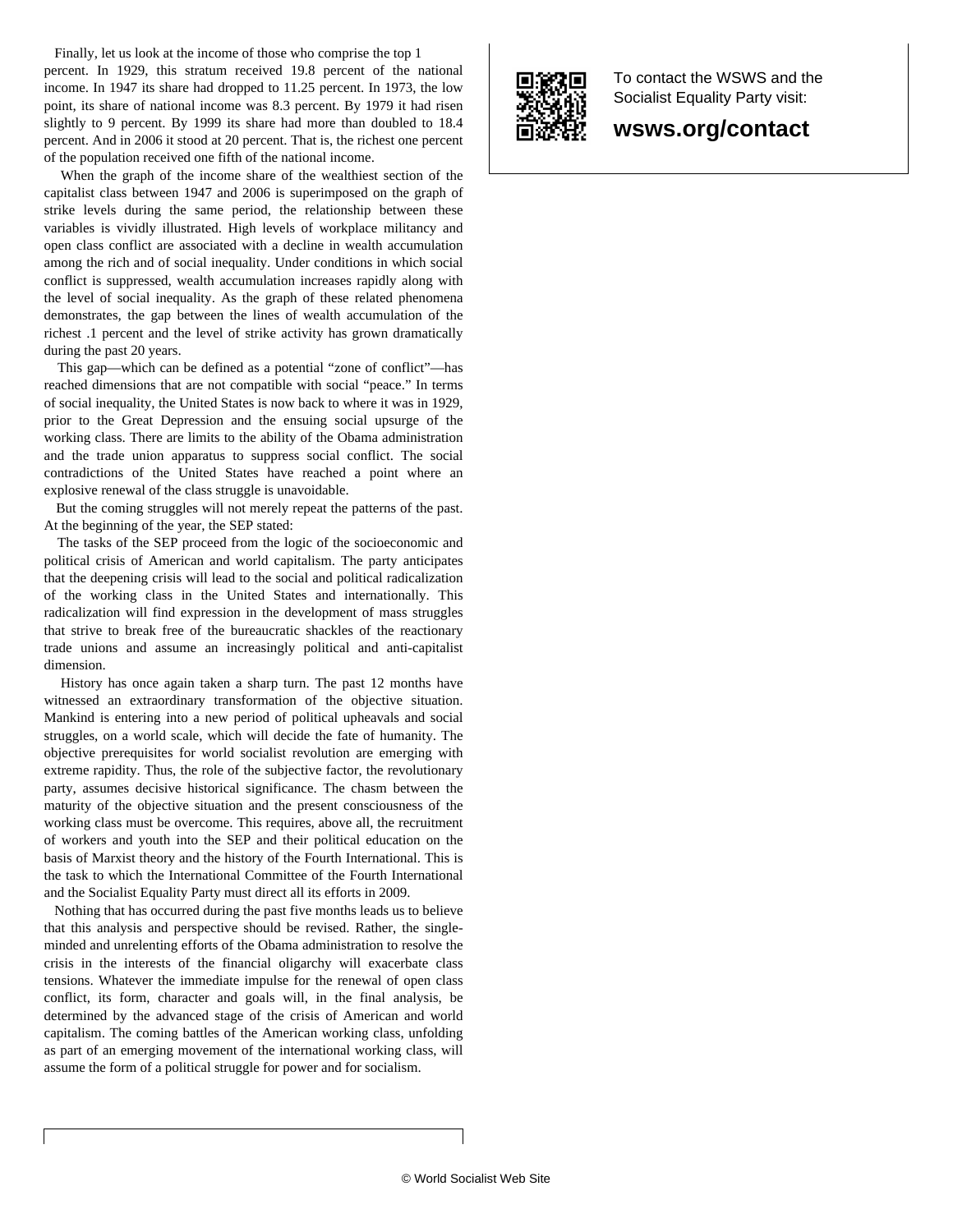Finally, let us look at the income of those who comprise the top 1 percent. In 1929, this stratum received 19.8 percent of the national income. In 1947 its share had dropped to 11.25 percent. In 1973, the low point, its share of national income was 8.3 percent. By 1979 it had risen slightly to 9 percent. By 1999 its share had more than doubled to 18.4 percent. And in 2006 it stood at 20 percent. That is, the richest one percent of the population received one fifth of the national income.

When the graph of the income share of the wealthiest section of the capitalist class between 1947 and 2006 is superimposed on the graph of strike levels during the same period, the relationship between these variables is vividly illustrated. High levels of workplace militancy and open class conflict are associated with a decline in wealth accumulation among the rich and of social inequality. Under conditions in which social conflict is suppressed, wealth accumulation increases rapidly along with the level of social inequality. As the graph of these related phenomena demonstrates, the gap between the lines of wealth accumulation of the richest .1 percent and the level of strike activity has grown dramatically during the past 20 years.

This gap—which can be defined as a potential "zone of conflict"—has reached dimensions that are not compatible with social "peace." In terms of social inequality, the United States is now back to where it was in 1929, prior to the Great Depression and the ensuing social upsurge of the working class. There are limits to the ability of the Obama administration and the trade union apparatus to suppress social conflict. The social contradictions of the United States have reached a point where an explosive renewal of the class struggle is unavoidable.

But the coming struggles will not merely repeat the patterns of the past. At the beginning of the year, the SEP stated:

The tasks of the SEP proceed from the logic of the socioeconomic and political crisis of American and world capitalism. The party anticipates that the deepening crisis will lead to the social and political radicalization of the working class in the United States and internationally. This radicalization will find expression in the development of mass struggles that strive to break free of the bureaucratic shackles of the reactionary trade unions and assume an increasingly political and anti-capitalist dimension.

History has once again taken a sharp turn. The past 12 months have witnessed an extraordinary transformation of the objective situation. Mankind is entering into a new period of political upheavals and social struggles, on a world scale, which will decide the fate of humanity. The objective prerequisites for world socialist revolution are emerging with extreme rapidity. Thus, the role of the subjective factor, the revolutionary party, assumes decisive historical significance. The chasm between the maturity of the objective situation and the present consciousness of the working class must be overcome. This requires, above all, the recruitment of workers and youth into the SEP and their political education on the basis of Marxist theory and the history of the Fourth International. This is the task to which the International Committee of the Fourth International and the Socialist Equality Party must direct all its efforts in 2009.

Nothing that has occurred during the past five months leads us to believe that this analysis and perspective should be revised. Rather, the single-minded and unrelenting efforts of the Obama administration to resolve the crisis in the interests of the financial oligarchy will exacerbate class tensions. Whatever the immediate impulse for the renewal of open class conflict, its form, character and goals will, in the final analysis, be determined by the advanced stage of the crisis of American and world capitalism. The coming battles of the American working class, unfolding as part of an emerging movement of the international working class, will assume the form of a political struggle for power and for socialism.

To contact the WSWS and the Socialist Equality Party visit:

**wsws.org/contact**